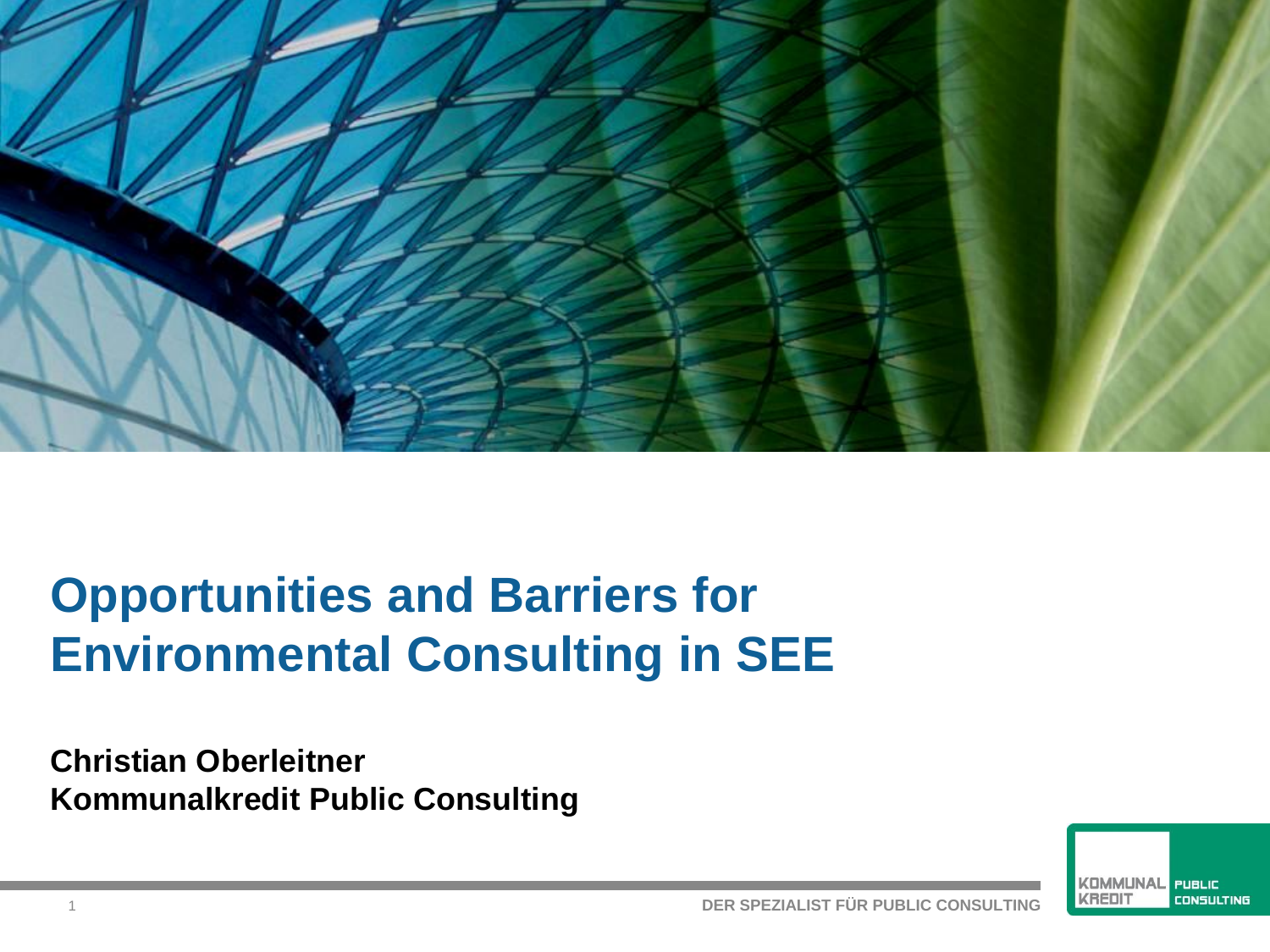# Opportunities and Barriers for Environmental Consulting in SEE

**Christian Oberleitner**
**Kommunalkredit Public Consulting**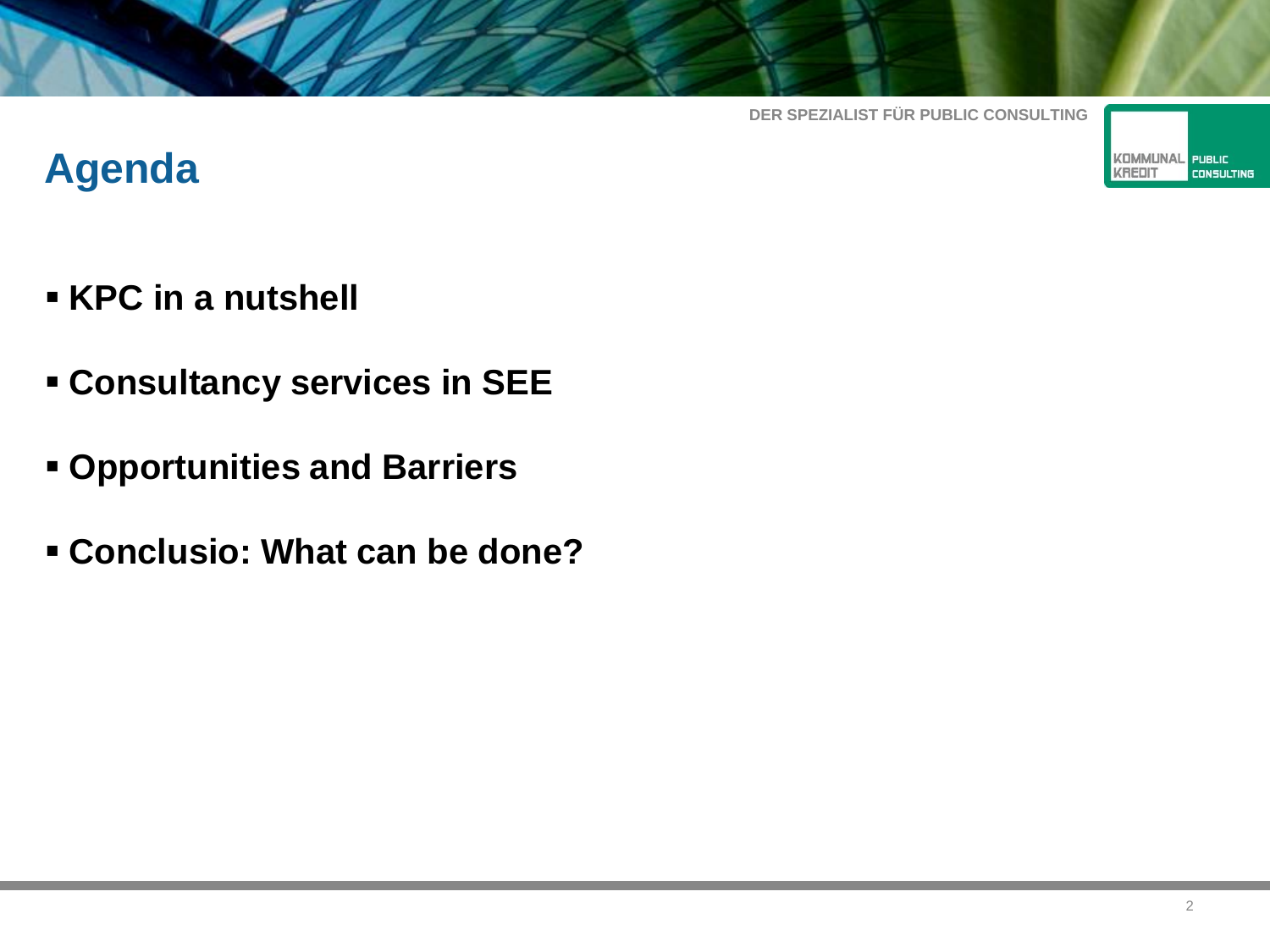# Agenda

- **KPC in a nutshell**
- **Consultancy services in SEE**
- **Opportunities and Barriers**
- **Conclusio: What can be done?**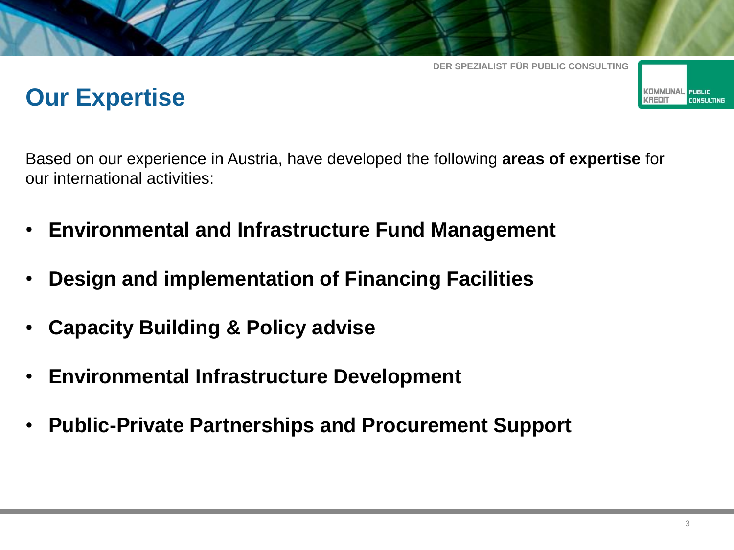# Our Expertise

Based on our experience in Austria, have developed the following **areas of expertise** for our international activities:

- **Environmental and Infrastructure Fund Management**
- **Design and implementation of Financing Facilities**
- **Capacity Building & Policy advise**
- **Environmental Infrastructure Development**
- **Public-Private Partnerships and Procurement Support**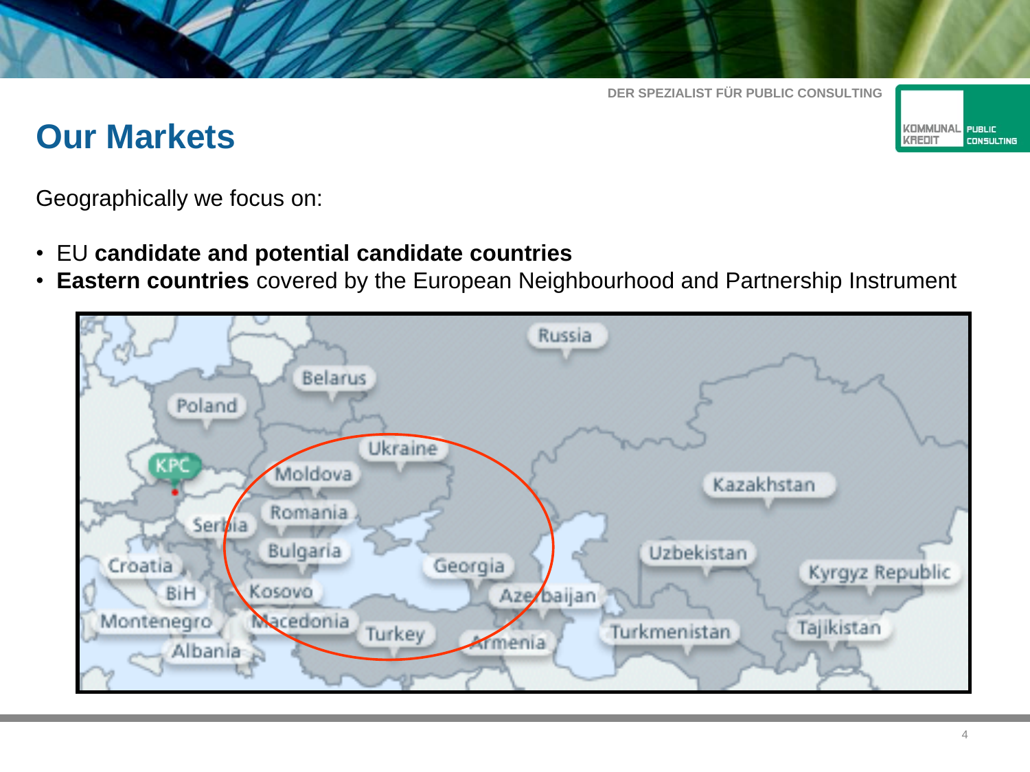# Our Markets

Geographically we focus on:

- EU **candidate and potential candidate countries**
- **Eastern countries** covered by the European Neighbourhood and Partnership Instrument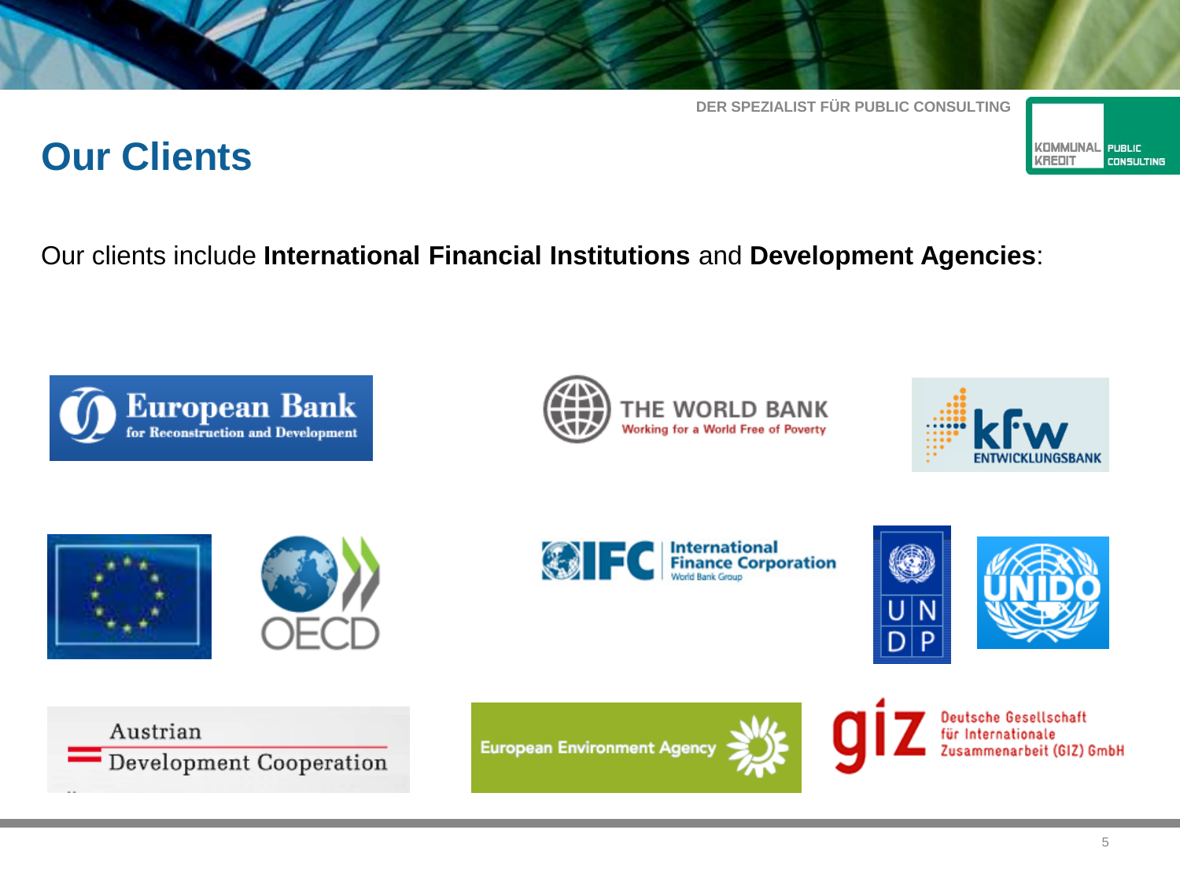# Our Clients

Our clients include **International Financial Institutions** and **Development Agencies**:

European Bank for Reconstruction and Development

THE WORLD BANK
Working for a World Free of Poverty

KfW ENTWICKLUNGSBANK

OECD

IFC International Finance Corporation
World Bank Group

UNDP

UNIDO

Austrian Development Cooperation

European Environment Agency

giz Deutsche Gesellschaft für Internationale Zusammenarbeit (GIZ) GmbH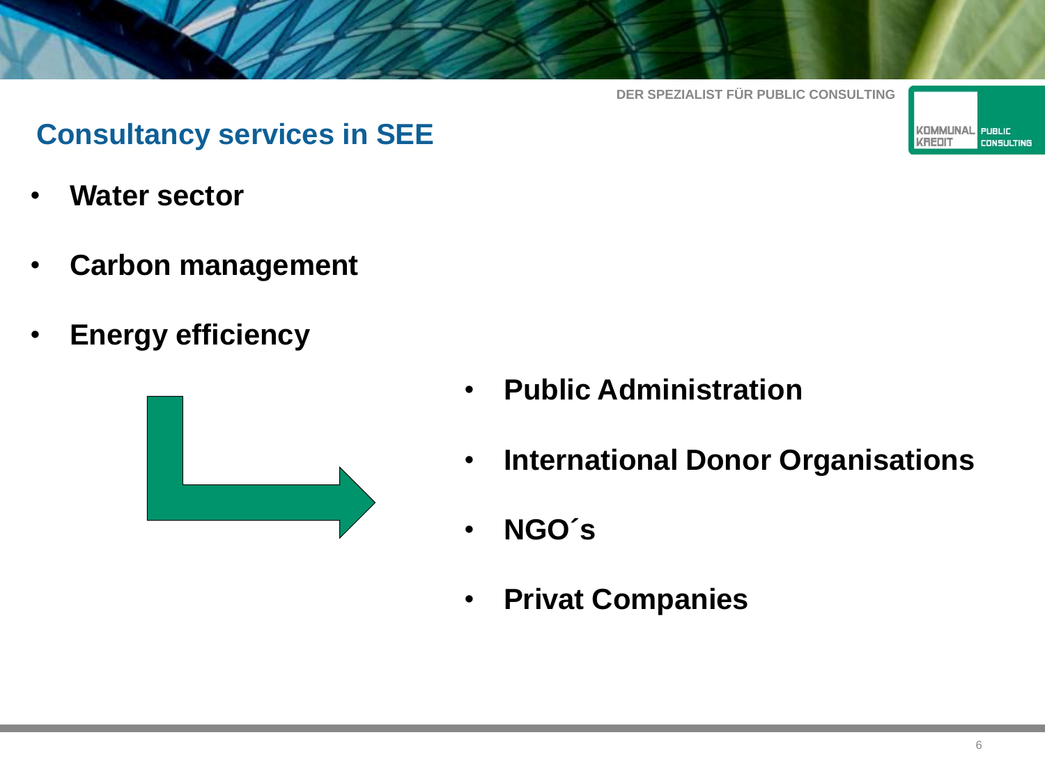## Consultancy services in SEE

- **Water sector**
- **Carbon management**
- **Energy efficiency**

- **Public Administration**
- **International Donor Organisations**
- **NGO´s**
- **Privat Companies**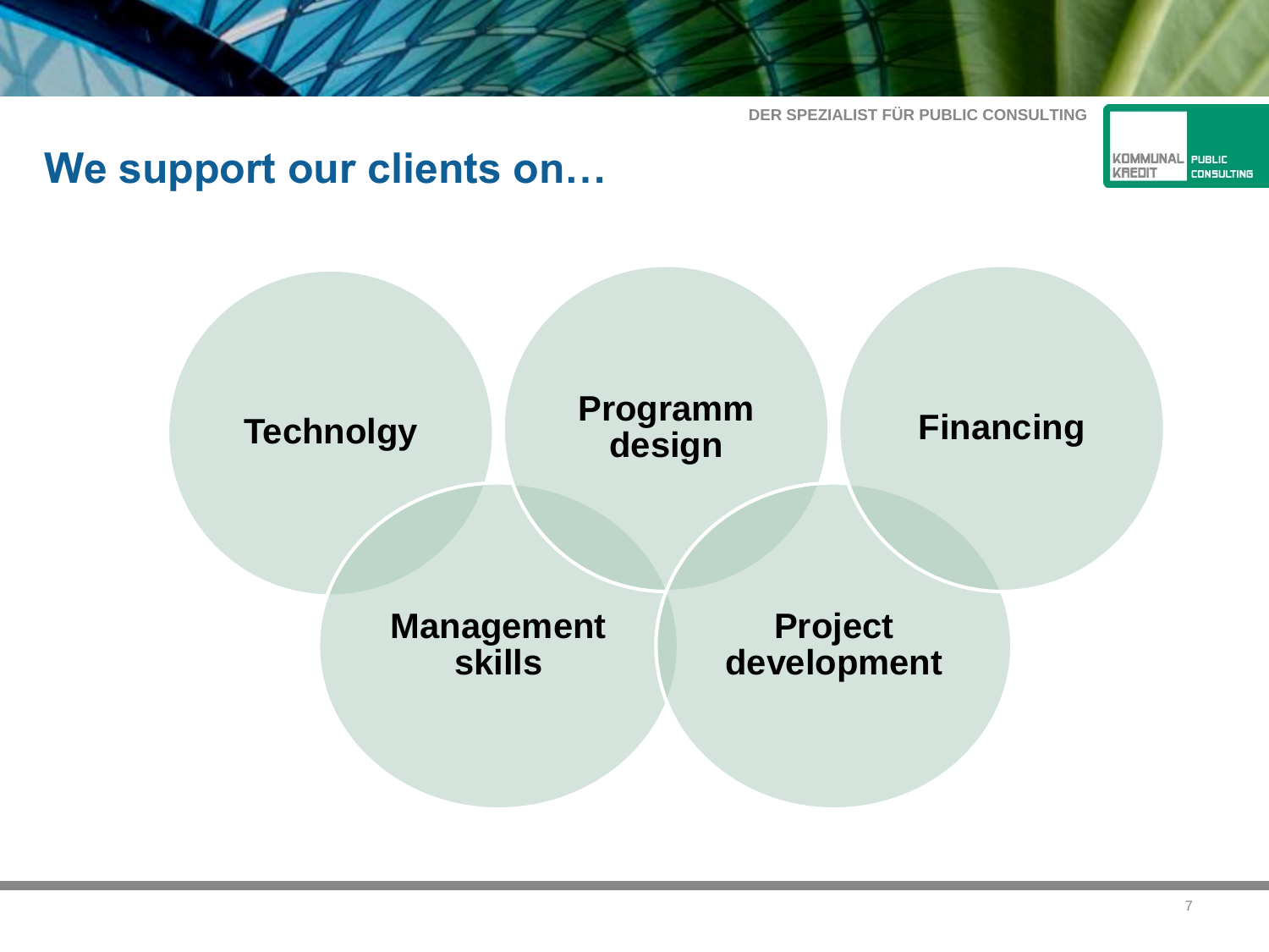# We support our clients on…

- Technolgy
- Programm design
- Financing
- Management skills
- Project development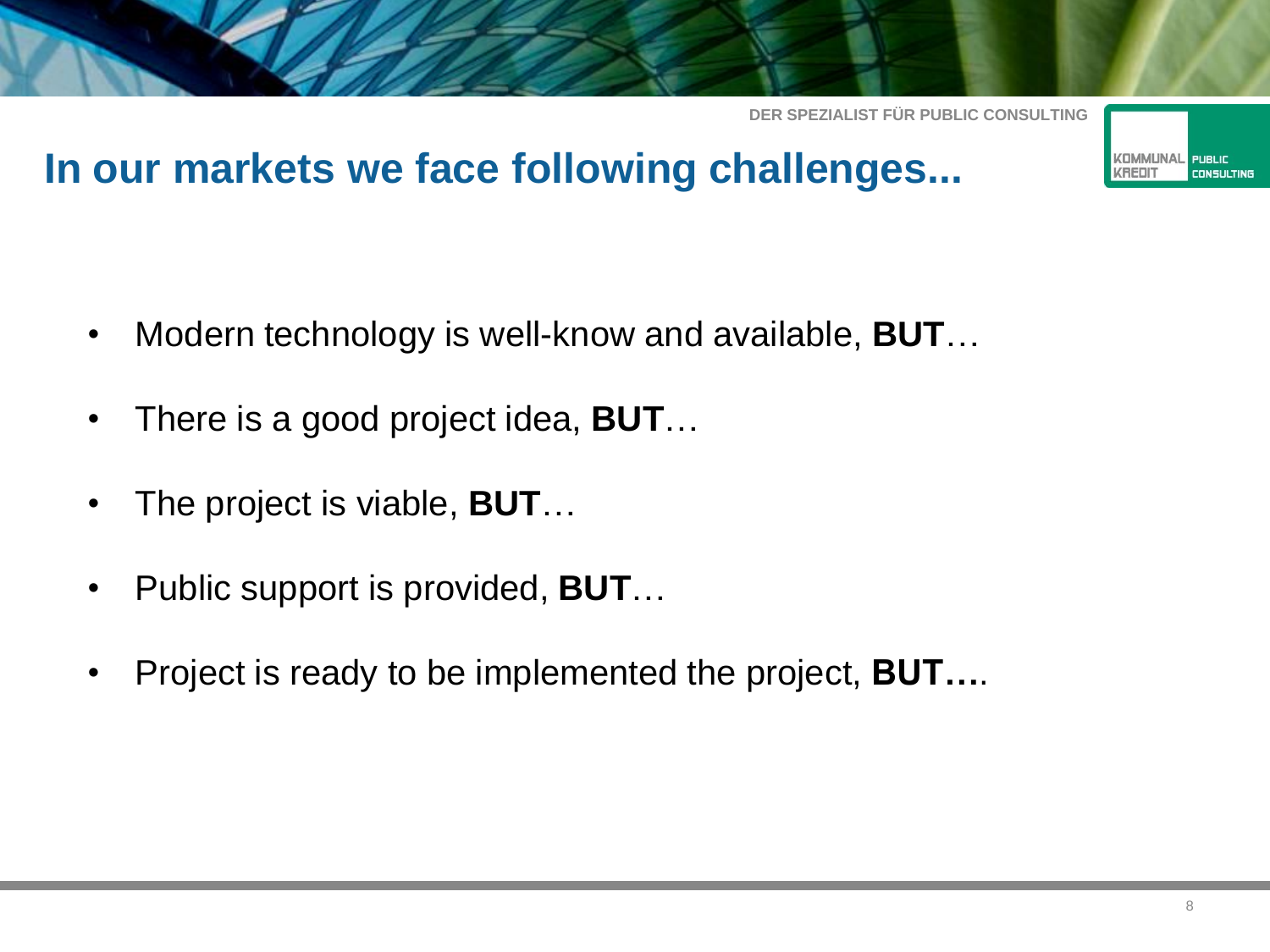# In our markets we face following challenges...

- Modern technology is well-know and available, **BUT**…
- There is a good project idea, **BUT**…
- The project is viable, **BUT**…
- Public support is provided, **BUT**…
- Project is ready to be implemented the project, **BUT….**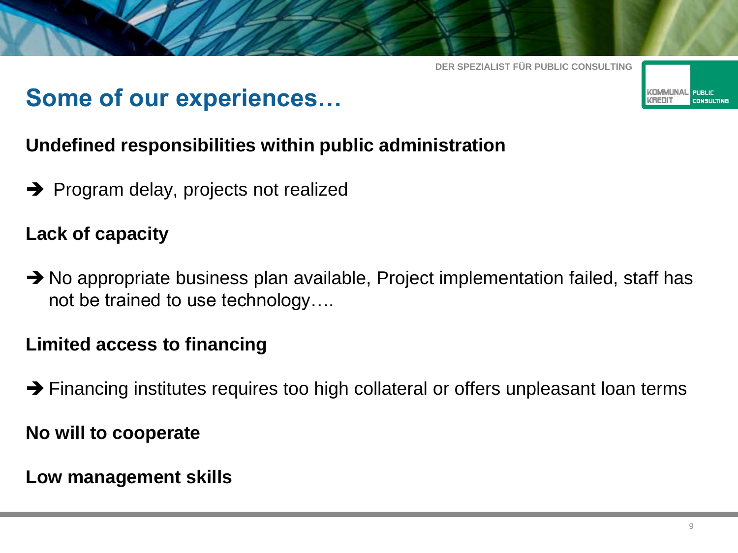# Some of our experiences…

**Undefined responsibilities within public administration**

➔ Program delay, projects not realized

**Lack of capacity**

➔ No appropriate business plan available, Project implementation failed, staff has not be trained to use technology….

**Limited access to financing**

➔ Financing institutes requires too high collateral or offers unpleasant loan terms

**No will to cooperate**

**Low management skills**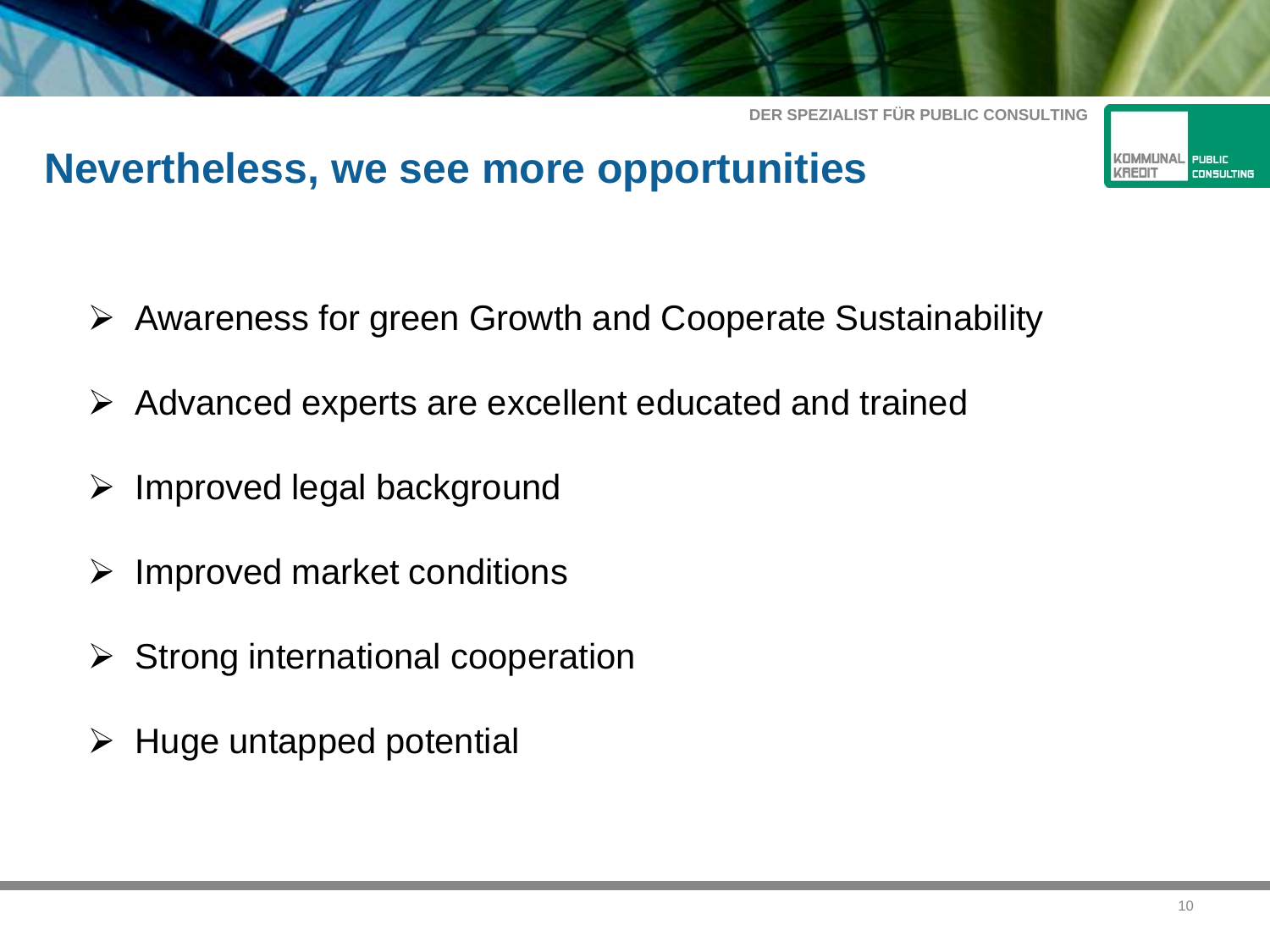# Nevertheless, we see more opportunities

- Awareness for green Growth and Cooperate Sustainability
- Advanced experts are excellent educated and trained
- Improved legal background
- Improved market conditions
- Strong international cooperation
- Huge untapped potential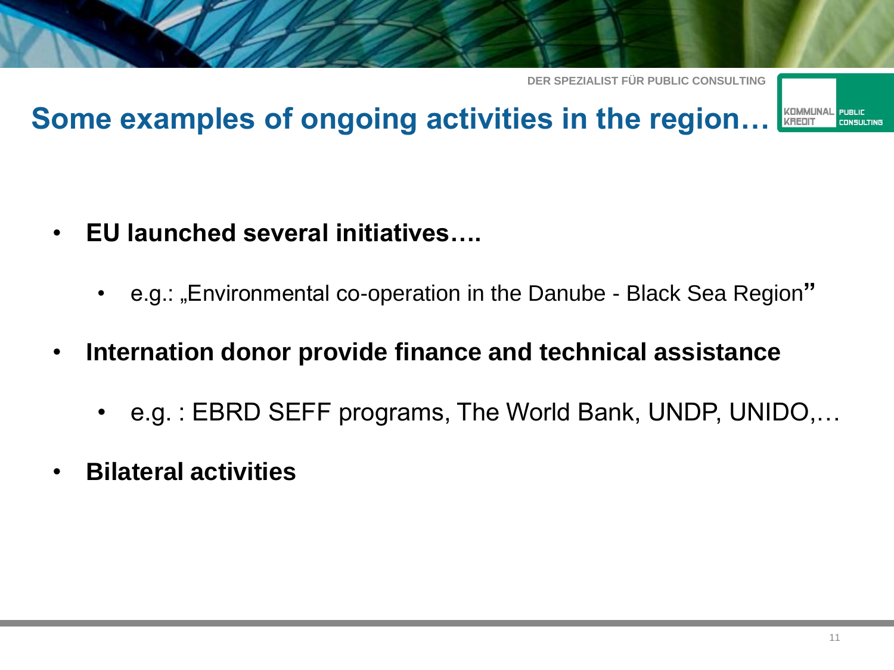# Some examples of ongoing activities in the region…

- **EU launched several initiatives….**
  - e.g.: „Environmental co-operation in the Danube - Black Sea Region"
- **Internation donor provide finance and technical assistance**
  - e.g. : EBRD SEFF programs, The World Bank, UNDP, UNIDO,…
- **Bilateral activities**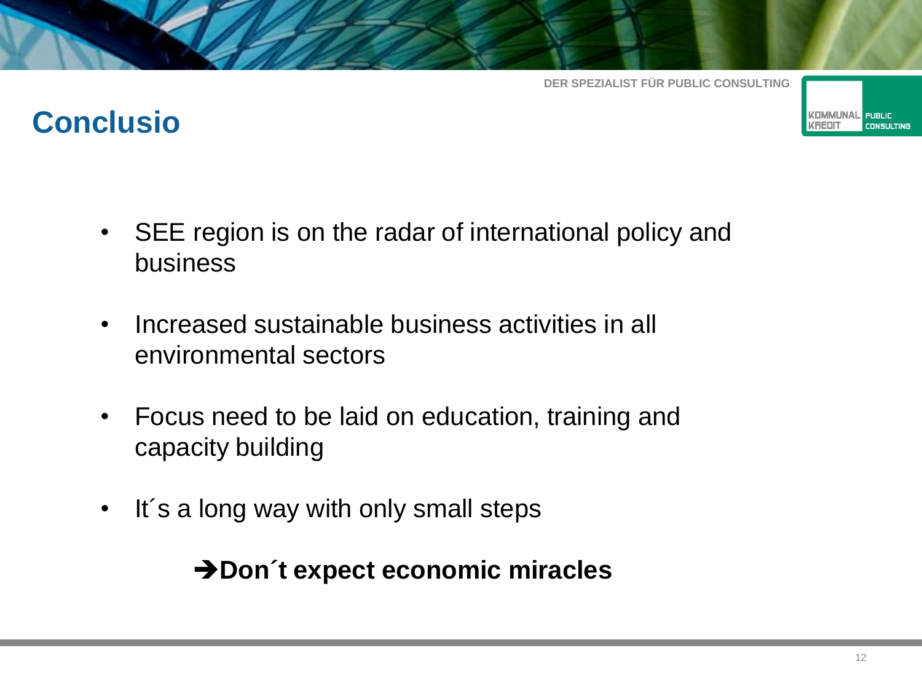# Conclusio

- SEE region is on the radar of international policy and business
- Increased sustainable business activities in all environmental sectors
- Focus need to be laid on education, training and capacity building
- It´s a long way with only small steps

**➔Don´t expect economic miracles**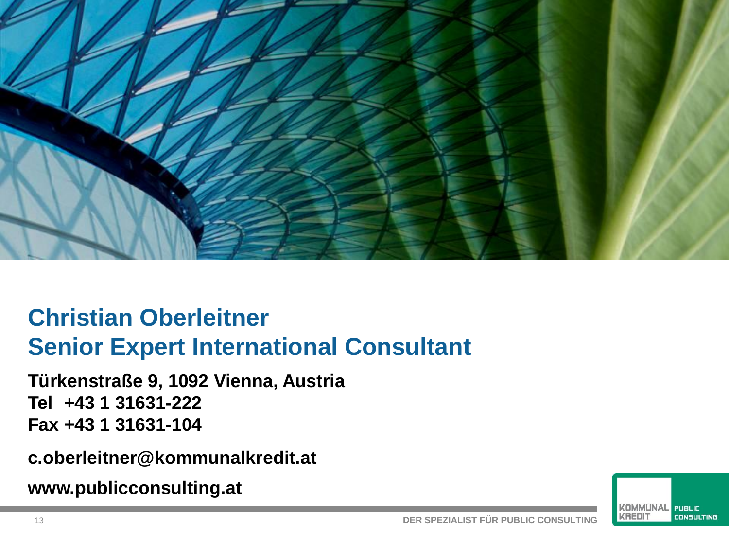## Christian Oberleitner
## Senior Expert International Consultant

**Türkenstraße 9, 1092 Vienna, Austria**
**Tel +43 1 31631-222**
**Fax +43 1 31631-104**

**c.oberleitner@kommunalkredit.at**

**www.publicconsulting.at**